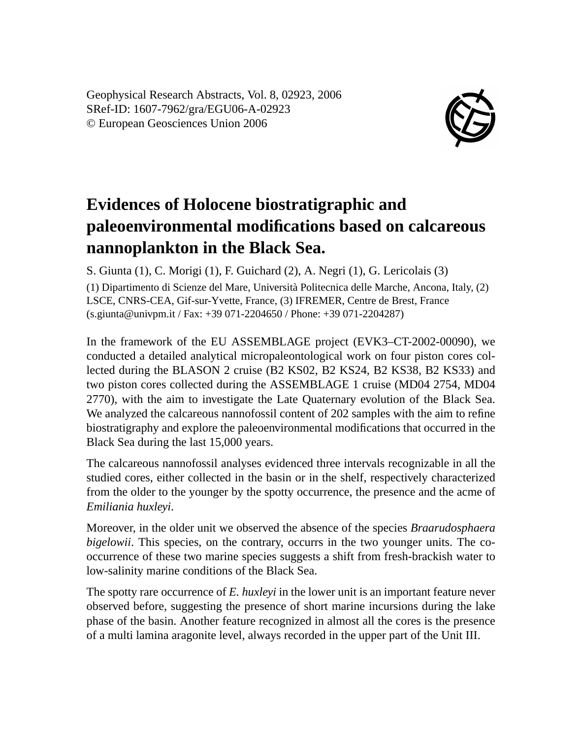Geophysical Research Abstracts, Vol. 8, 02923, 2006
SRef-ID: 1607-7962/gra/EGU06-A-02923
© European Geosciences Union 2006

# Evidences of Holocene biostratigraphic and paleoenvironmental modifications based on calcareous nannoplankton in the Black Sea.

S. Giunta (1), C. Morigi (1), F. Guichard (2), A. Negri (1), G. Lericolais (3)

(1) Dipartimento di Scienze del Mare, Università Politecnica delle Marche, Ancona, Italy, (2) LSCE, CNRS-CEA, Gif-sur-Yvette, France, (3) IFREMER, Centre de Brest, France (s.giunta@univpm.it / Fax: +39 071-2204650 / Phone: +39 071-2204287)

In the framework of the EU ASSEMBLAGE project (EVK3–CT-2002-00090), we conducted a detailed analytical micropaleontological work on four piston cores collected during the BLASON 2 cruise (B2 KS02, B2 KS24, B2 KS38, B2 KS33) and two piston cores collected during the ASSEMBLAGE 1 cruise (MD04 2754, MD04 2770), with the aim to investigate the Late Quaternary evolution of the Black Sea. We analyzed the calcareous nannofossil content of 202 samples with the aim to refine biostratigraphy and explore the paleoenvironmental modifications that occurred in the Black Sea during the last 15,000 years.

The calcareous nannofossil analyses evidenced three intervals recognizable in all the studied cores, either collected in the basin or in the shelf, respectively characterized from the older to the younger by the spotty occurrence, the presence and the acme of *Emiliania huxleyi*.

Moreover, in the older unit we observed the absence of the species *Braarudosphaera bigelowii*. This species, on the contrary, occurrs in the two younger units. The co-occurrence of these two marine species suggests a shift from fresh-brackish water to low-salinity marine conditions of the Black Sea.

The spotty rare occurrence of *E. huxleyi* in the lower unit is an important feature never observed before, suggesting the presence of short marine incursions during the lake phase of the basin. Another feature recognized in almost all the cores is the presence of a multi lamina aragonite level, always recorded in the upper part of the Unit III.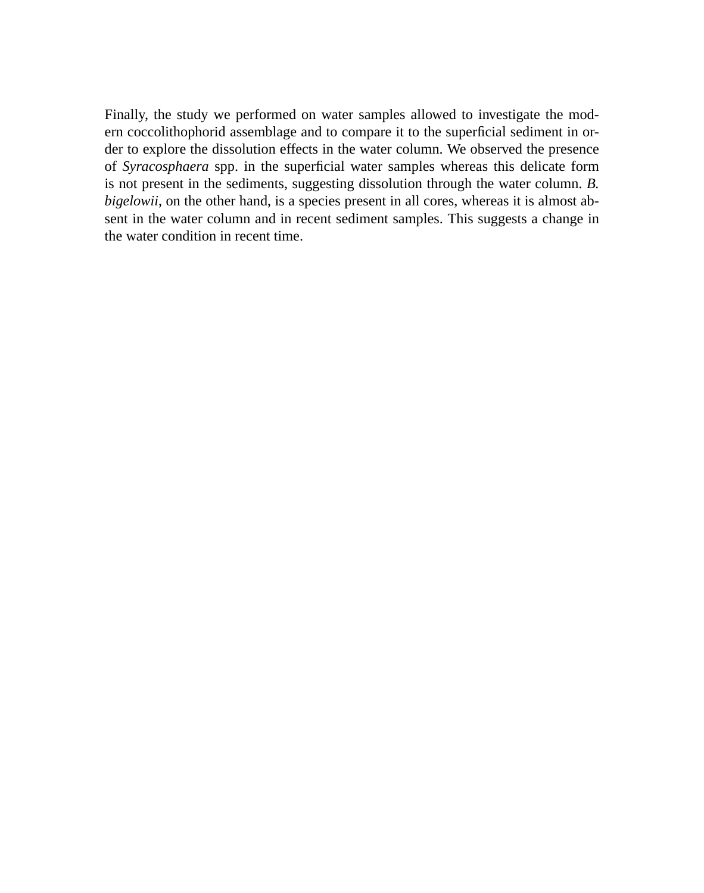Finally, the study we performed on water samples allowed to investigate the modern coccolithophorid assemblage and to compare it to the superficial sediment in order to explore the dissolution effects in the water column. We observed the presence of *Syracosphaera* spp. in the superficial water samples whereas this delicate form is not present in the sediments, suggesting dissolution through the water column. *B. bigelowii*, on the other hand, is a species present in all cores, whereas it is almost absent in the water column and in recent sediment samples. This suggests a change in the water condition in recent time.